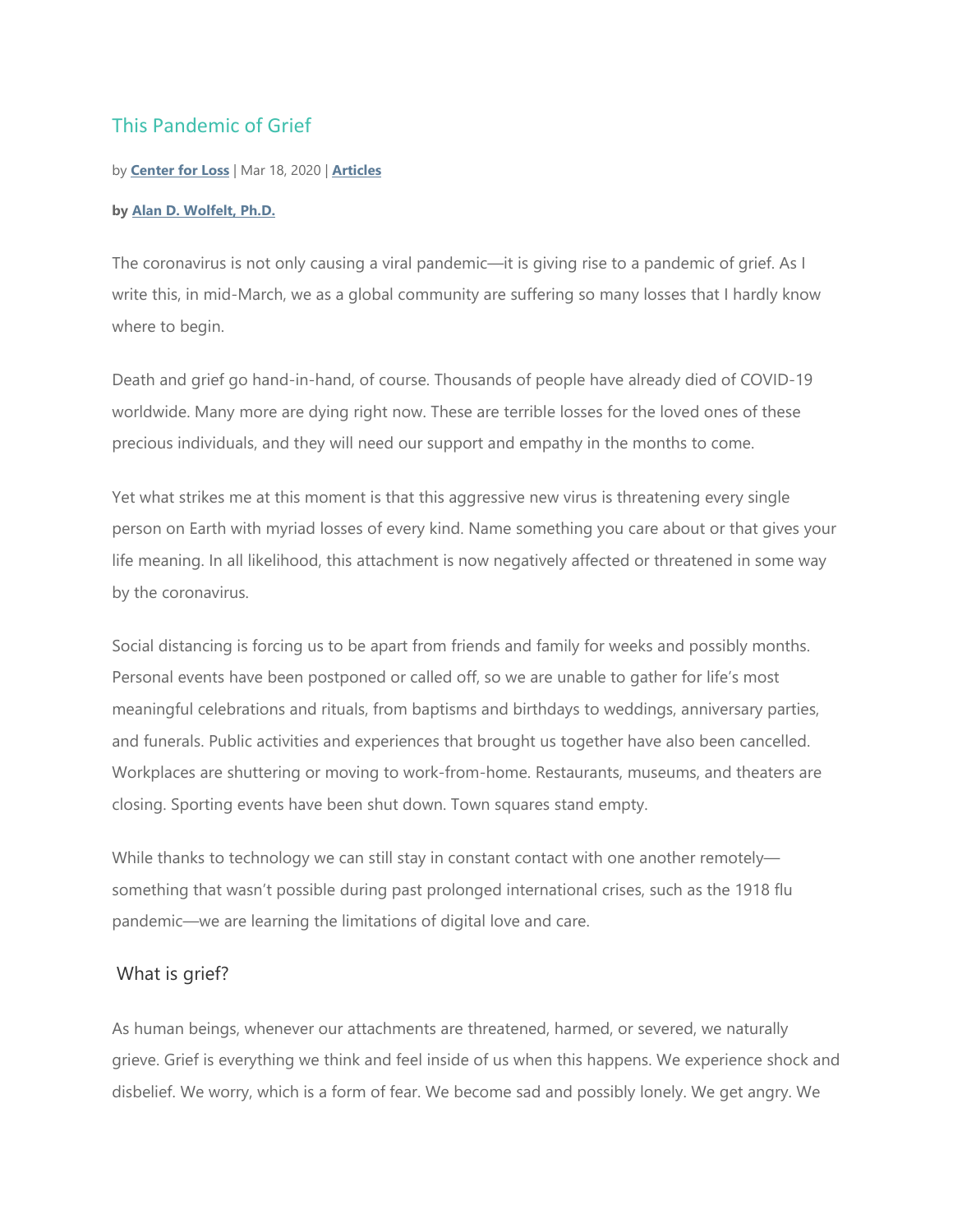# This Pandemic of Grief

by **[Center for Loss]** | Mar 18, 2020 | **[Articles]**

**by [Alan D. Wolfelt, Ph.D.]**

The coronavirus is not only causing a viral pandemic—it is giving rise to a pandemic of grief. As I write this, in mid-March, we as a global community are suffering so many losses that I hardly know where to begin.

Death and grief go hand-in-hand, of course. Thousands of people have already died of COVID-19 worldwide. Many more are dying right now. These are terrible losses for the loved ones of these precious individuals, and they will need our support and empathy in the months to come.

Yet what strikes me at this moment is that this aggressive new virus is threatening every single person on Earth with myriad losses of every kind. Name something you care about or that gives your life meaning. In all likelihood, this attachment is now negatively affected or threatened in some way by the coronavirus.

Social distancing is forcing us to be apart from friends and family for weeks and possibly months. Personal events have been postponed or called off, so we are unable to gather for life's most meaningful celebrations and rituals, from baptisms and birthdays to weddings, anniversary parties, and funerals. Public activities and experiences that brought us together have also been cancelled. Workplaces are shuttering or moving to work-from-home. Restaurants, museums, and theaters are closing. Sporting events have been shut down. Town squares stand empty.

While thanks to technology we can still stay in constant contact with one another remotely—something that wasn't possible during past prolonged international crises, such as the 1918 flu pandemic—we are learning the limitations of digital love and care.

## What is grief?

As human beings, whenever our attachments are threatened, harmed, or severed, we naturally grieve. Grief is everything we think and feel inside of us when this happens. We experience shock and disbelief. We worry, which is a form of fear. We become sad and possibly lonely. We get angry. We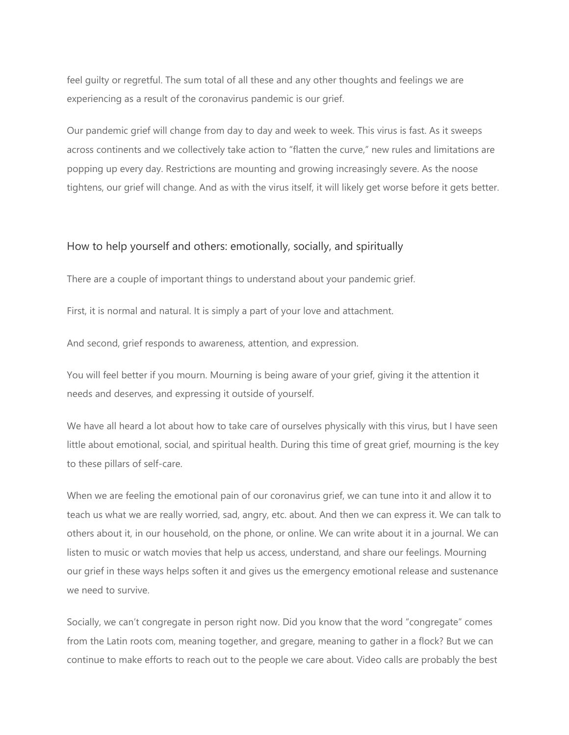feel guilty or regretful. The sum total of all these and any other thoughts and feelings we are experiencing as a result of the coronavirus pandemic is our grief.

Our pandemic grief will change from day to day and week to week. This virus is fast. As it sweeps across continents and we collectively take action to "flatten the curve," new rules and limitations are popping up every day. Restrictions are mounting and growing increasingly severe. As the noose tightens, our grief will change. And as with the virus itself, it will likely get worse before it gets better.

## How to help yourself and others: emotionally, socially, and spiritually

There are a couple of important things to understand about your pandemic grief.

First, it is normal and natural. It is simply a part of your love and attachment.

And second, grief responds to awareness, attention, and expression.

You will feel better if you mourn. Mourning is being aware of your grief, giving it the attention it needs and deserves, and expressing it outside of yourself.

We have all heard a lot about how to take care of ourselves physically with this virus, but I have seen little about emotional, social, and spiritual health. During this time of great grief, mourning is the key to these pillars of self-care.

When we are feeling the emotional pain of our coronavirus grief, we can tune into it and allow it to teach us what we are really worried, sad, angry, etc. about. And then we can express it. We can talk to others about it, in our household, on the phone, or online. We can write about it in a journal. We can listen to music or watch movies that help us access, understand, and share our feelings. Mourning our grief in these ways helps soften it and gives us the emergency emotional release and sustenance we need to survive.

Socially, we can't congregate in person right now. Did you know that the word "congregate" comes from the Latin roots com, meaning together, and gregare, meaning to gather in a flock? But we can continue to make efforts to reach out to the people we care about. Video calls are probably the best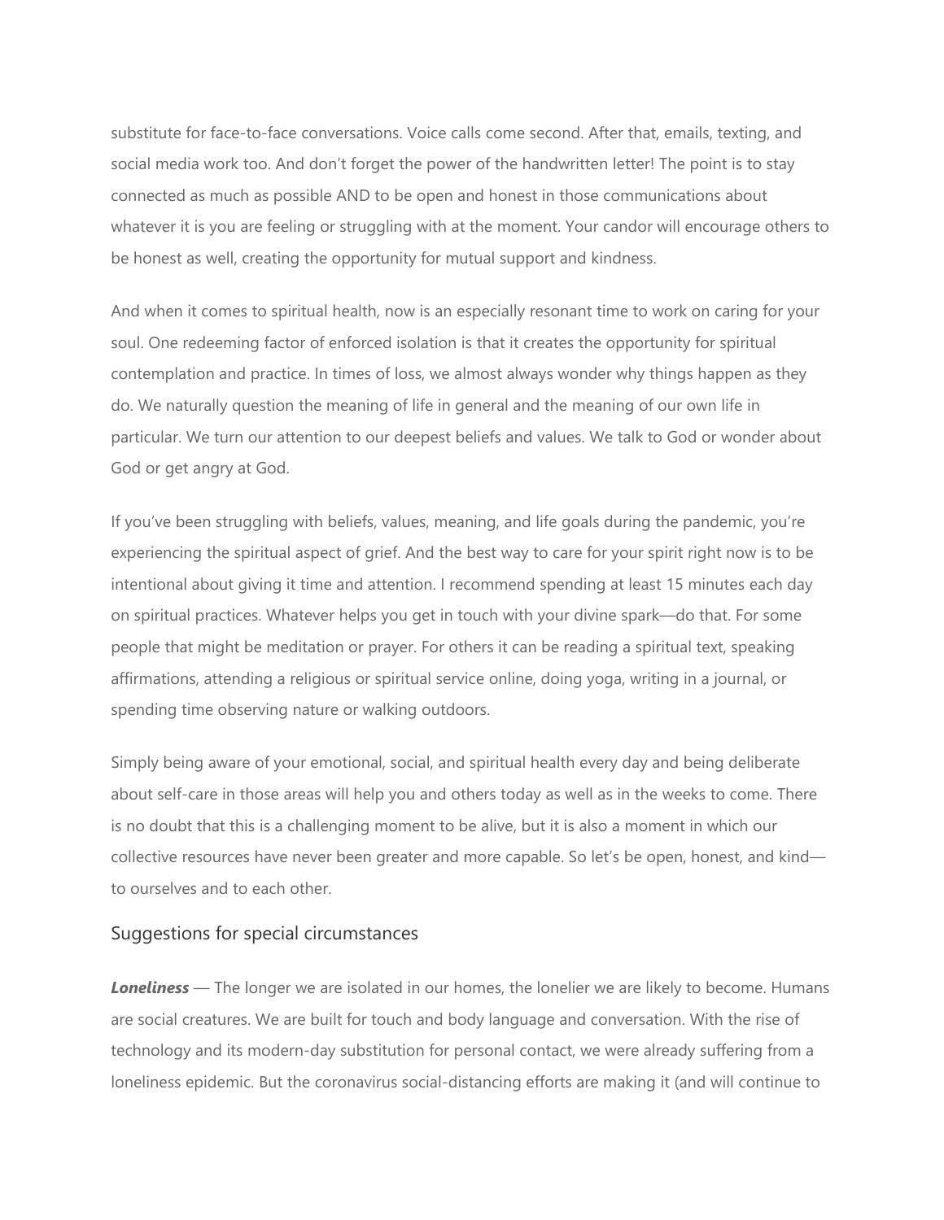substitute for face-to-face conversations. Voice calls come second. After that, emails, texting, and social media work too. And don't forget the power of the handwritten letter! The point is to stay connected as much as possible AND to be open and honest in those communications about whatever it is you are feeling or struggling with at the moment. Your candor will encourage others to be honest as well, creating the opportunity for mutual support and kindness.

And when it comes to spiritual health, now is an especially resonant time to work on caring for your soul. One redeeming factor of enforced isolation is that it creates the opportunity for spiritual contemplation and practice. In times of loss, we almost always wonder why things happen as they do. We naturally question the meaning of life in general and the meaning of our own life in particular. We turn our attention to our deepest beliefs and values. We talk to God or wonder about God or get angry at God.

If you've been struggling with beliefs, values, meaning, and life goals during the pandemic, you're experiencing the spiritual aspect of grief. And the best way to care for your spirit right now is to be intentional about giving it time and attention. I recommend spending at least 15 minutes each day on spiritual practices. Whatever helps you get in touch with your divine spark—do that. For some people that might be meditation or prayer. For others it can be reading a spiritual text, speaking affirmations, attending a religious or spiritual service online, doing yoga, writing in a journal, or spending time observing nature or walking outdoors.

Simply being aware of your emotional, social, and spiritual health every day and being deliberate about self-care in those areas will help you and others today as well as in the weeks to come. There is no doubt that this is a challenging moment to be alive, but it is also a moment in which our collective resources have never been greater and more capable. So let's be open, honest, and kind—to ourselves and to each other.

## Suggestions for special circumstances

***Loneliness*** — The longer we are isolated in our homes, the lonelier we are likely to become. Humans are social creatures. We are built for touch and body language and conversation. With the rise of technology and its modern-day substitution for personal contact, we were already suffering from a loneliness epidemic. But the coronavirus social-distancing efforts are making it (and will continue to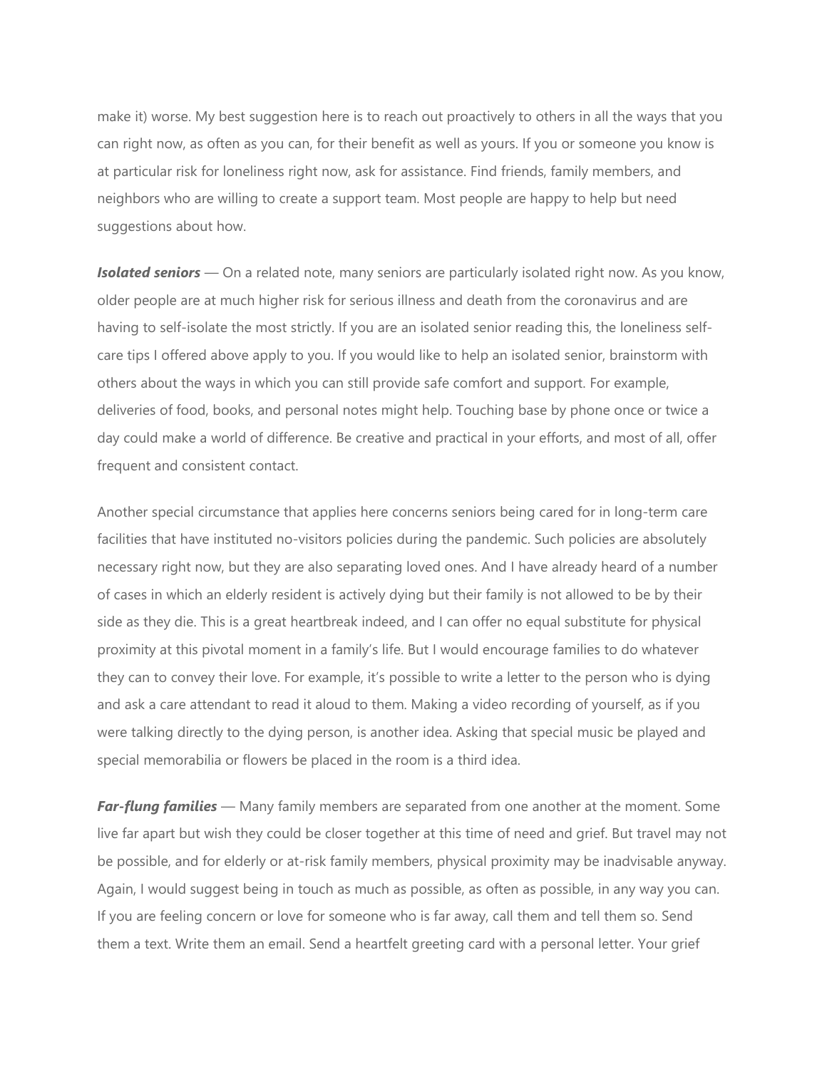make it) worse. My best suggestion here is to reach out proactively to others in all the ways that you can right now, as often as you can, for their benefit as well as yours. If you or someone you know is at particular risk for loneliness right now, ask for assistance. Find friends, family members, and neighbors who are willing to create a support team. Most people are happy to help but need suggestions about how.

***Isolated seniors*** — On a related note, many seniors are particularly isolated right now. As you know, older people are at much higher risk for serious illness and death from the coronavirus and are having to self-isolate the most strictly. If you are an isolated senior reading this, the loneliness self-care tips I offered above apply to you. If you would like to help an isolated senior, brainstorm with others about the ways in which you can still provide safe comfort and support. For example, deliveries of food, books, and personal notes might help. Touching base by phone once or twice a day could make a world of difference. Be creative and practical in your efforts, and most of all, offer frequent and consistent contact.

Another special circumstance that applies here concerns seniors being cared for in long-term care facilities that have instituted no-visitors policies during the pandemic. Such policies are absolutely necessary right now, but they are also separating loved ones. And I have already heard of a number of cases in which an elderly resident is actively dying but their family is not allowed to be by their side as they die. This is a great heartbreak indeed, and I can offer no equal substitute for physical proximity at this pivotal moment in a family's life. But I would encourage families to do whatever they can to convey their love. For example, it's possible to write a letter to the person who is dying and ask a care attendant to read it aloud to them. Making a video recording of yourself, as if you were talking directly to the dying person, is another idea. Asking that special music be played and special memorabilia or flowers be placed in the room is a third idea.

***Far-flung families*** — Many family members are separated from one another at the moment. Some live far apart but wish they could be closer together at this time of need and grief. But travel may not be possible, and for elderly or at-risk family members, physical proximity may be inadvisable anyway. Again, I would suggest being in touch as much as possible, as often as possible, in any way you can. If you are feeling concern or love for someone who is far away, call them and tell them so. Send them a text. Write them an email. Send a heartfelt greeting card with a personal letter. Your grief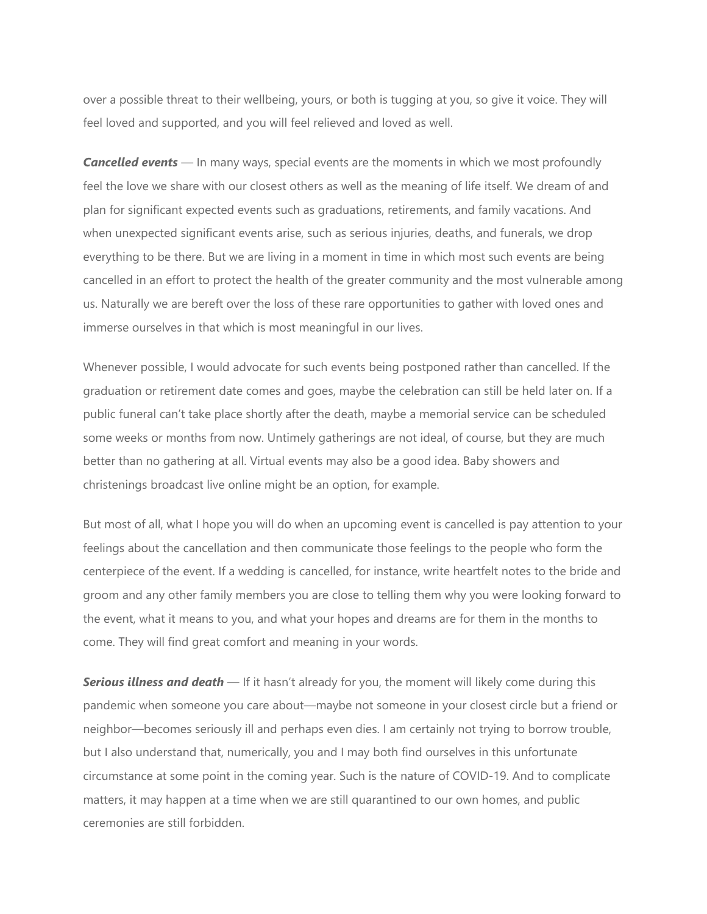over a possible threat to their wellbeing, yours, or both is tugging at you, so give it voice. They will feel loved and supported, and you will feel relieved and loved as well.

***Cancelled events*** — In many ways, special events are the moments in which we most profoundly feel the love we share with our closest others as well as the meaning of life itself. We dream of and plan for significant expected events such as graduations, retirements, and family vacations. And when unexpected significant events arise, such as serious injuries, deaths, and funerals, we drop everything to be there. But we are living in a moment in time in which most such events are being cancelled in an effort to protect the health of the greater community and the most vulnerable among us. Naturally we are bereft over the loss of these rare opportunities to gather with loved ones and immerse ourselves in that which is most meaningful in our lives.

Whenever possible, I would advocate for such events being postponed rather than cancelled. If the graduation or retirement date comes and goes, maybe the celebration can still be held later on. If a public funeral can't take place shortly after the death, maybe a memorial service can be scheduled some weeks or months from now. Untimely gatherings are not ideal, of course, but they are much better than no gathering at all. Virtual events may also be a good idea. Baby showers and christenings broadcast live online might be an option, for example.

But most of all, what I hope you will do when an upcoming event is cancelled is pay attention to your feelings about the cancellation and then communicate those feelings to the people who form the centerpiece of the event. If a wedding is cancelled, for instance, write heartfelt notes to the bride and groom and any other family members you are close to telling them why you were looking forward to the event, what it means to you, and what your hopes and dreams are for them in the months to come. They will find great comfort and meaning in your words.

***Serious illness and death*** — If it hasn't already for you, the moment will likely come during this pandemic when someone you care about—maybe not someone in your closest circle but a friend or neighbor—becomes seriously ill and perhaps even dies. I am certainly not trying to borrow trouble, but I also understand that, numerically, you and I may both find ourselves in this unfortunate circumstance at some point in the coming year. Such is the nature of COVID-19. And to complicate matters, it may happen at a time when we are still quarantined to our own homes, and public ceremonies are still forbidden.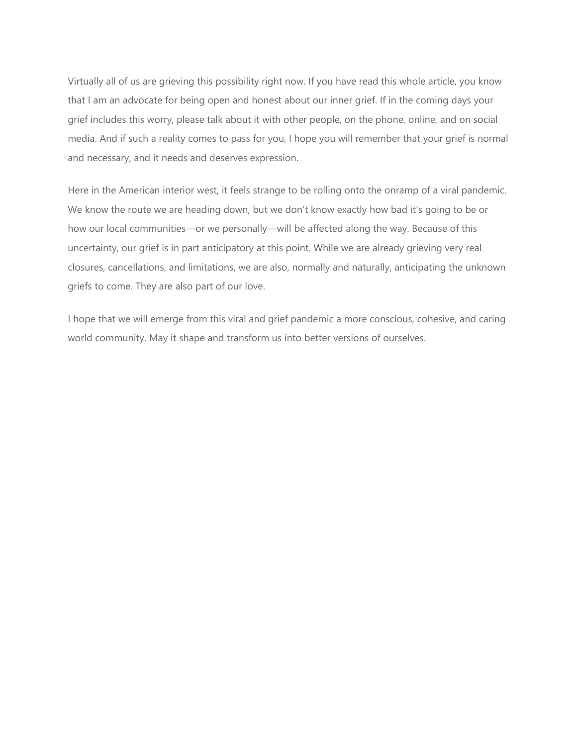Virtually all of us are grieving this possibility right now. If you have read this whole article, you know that I am an advocate for being open and honest about our inner grief. If in the coming days your grief includes this worry, please talk about it with other people, on the phone, online, and on social media. And if such a reality comes to pass for you, I hope you will remember that your grief is normal and necessary, and it needs and deserves expression.

Here in the American interior west, it feels strange to be rolling onto the onramp of a viral pandemic. We know the route we are heading down, but we don't know exactly how bad it's going to be or how our local communities—or we personally—will be affected along the way. Because of this uncertainty, our grief is in part anticipatory at this point. While we are already grieving very real closures, cancellations, and limitations, we are also, normally and naturally, anticipating the unknown griefs to come. They are also part of our love.

I hope that we will emerge from this viral and grief pandemic a more conscious, cohesive, and caring world community. May it shape and transform us into better versions of ourselves.